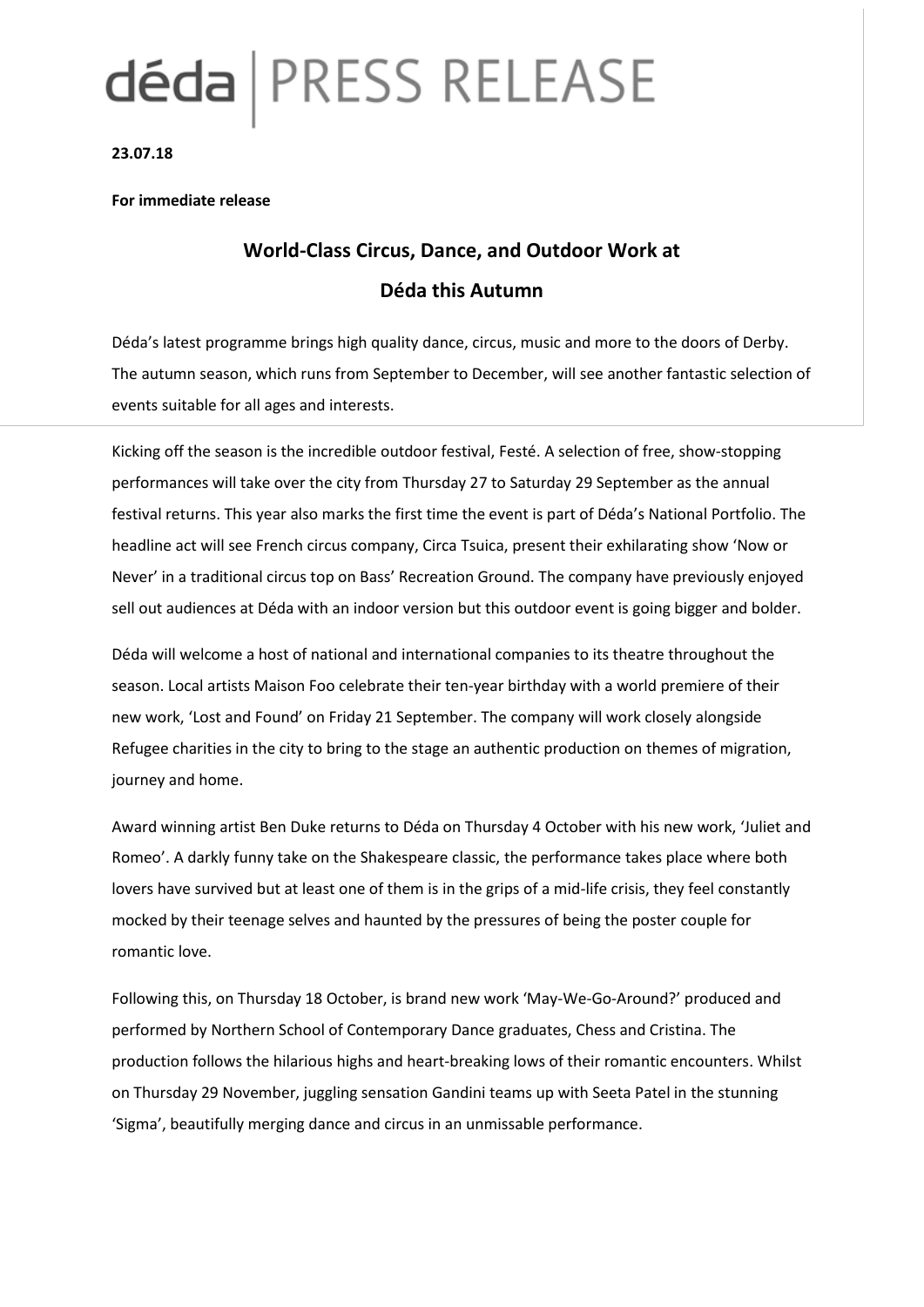# déda | PRESS RELEASE

**23.07.18**

**For immediate release**

## World-Class Circus, Dance, and Outdoor Work at Déda this Autumn

Déda's latest programme brings high quality dance, circus, music and more to the doors of Derby. The autumn season, which runs from September to December, will see another fantastic selection of events suitable for all ages and interests.

Kicking off the season is the incredible outdoor festival, Festé. A selection of free, show-stopping performances will take over the city from Thursday 27 to Saturday 29 September as the annual festival returns. This year also marks the first time the event is part of Déda's National Portfolio. The headline act will see French circus company, Circa Tsuica, present their exhilarating show 'Now or Never' in a traditional circus top on Bass' Recreation Ground. The company have previously enjoyed sell out audiences at Déda with an indoor version but this outdoor event is going bigger and bolder.

Déda will welcome a host of national and international companies to its theatre throughout the season. Local artists Maison Foo celebrate their ten-year birthday with a world premiere of their new work, 'Lost and Found' on Friday 21 September. The company will work closely alongside Refugee charities in the city to bring to the stage an authentic production on themes of migration, journey and home.

Award winning artist Ben Duke returns to Déda on Thursday 4 October with his new work, 'Juliet and Romeo'. A darkly funny take on the Shakespeare classic, the performance takes place where both lovers have survived but at least one of them is in the grips of a mid-life crisis, they feel constantly mocked by their teenage selves and haunted by the pressures of being the poster couple for romantic love.

Following this, on Thursday 18 October, is brand new work 'May-We-Go-Around?' produced and performed by Northern School of Contemporary Dance graduates, Chess and Cristina. The production follows the hilarious highs and heart-breaking lows of their romantic encounters. Whilst on Thursday 29 November, juggling sensation Gandini teams up with Seeta Patel in the stunning 'Sigma', beautifully merging dance and circus in an unmissable performance.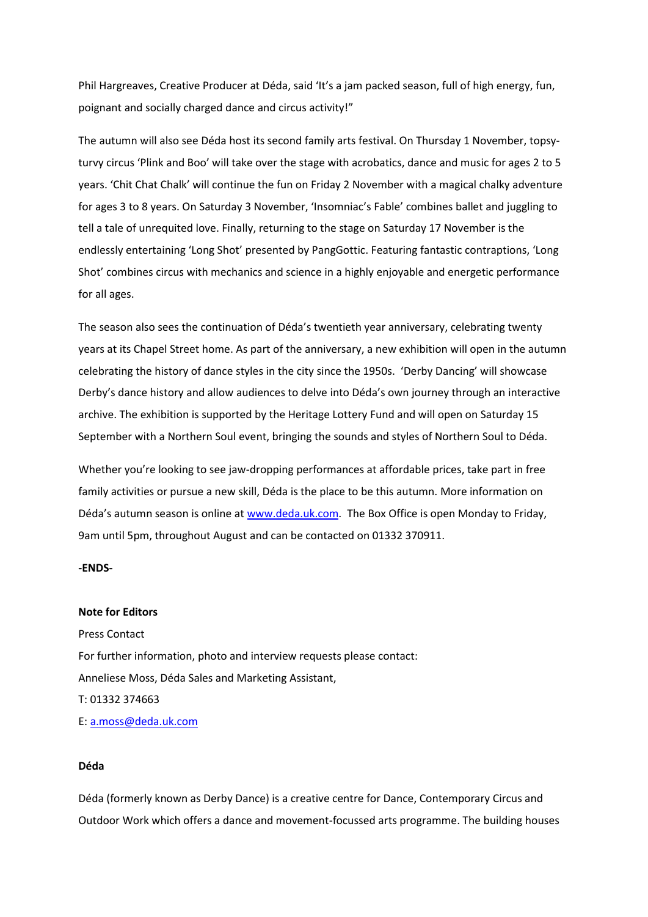Phil Hargreaves, Creative Producer at Déda, said 'It's a jam packed season, full of high energy, fun, poignant and socially charged dance and circus activity!"

The autumn will also see Déda host its second family arts festival. On Thursday 1 November, topsy-turvy circus 'Plink and Boo' will take over the stage with acrobatics, dance and music for ages 2 to 5 years. 'Chit Chat Chalk' will continue the fun on Friday 2 November with a magical chalky adventure for ages 3 to 8 years. On Saturday 3 November, 'Insomniac's Fable' combines ballet and juggling to tell a tale of unrequited love. Finally, returning to the stage on Saturday 17 November is the endlessly entertaining 'Long Shot' presented by PangGottic. Featuring fantastic contraptions, 'Long Shot' combines circus with mechanics and science in a highly enjoyable and energetic performance for all ages.

The season also sees the continuation of Déda's twentieth year anniversary, celebrating twenty years at its Chapel Street home. As part of the anniversary, a new exhibition will open in the autumn celebrating the history of dance styles in the city since the 1950s. 'Derby Dancing' will showcase Derby's dance history and allow audiences to delve into Déda's own journey through an interactive archive. The exhibition is supported by the Heritage Lottery Fund and will open on Saturday 15 September with a Northern Soul event, bringing the sounds and styles of Northern Soul to Déda.

Whether you're looking to see jaw-dropping performances at affordable prices, take part in free family activities or pursue a new skill, Déda is the place to be this autumn. More information on Déda's autumn season is online at [www.deda.uk.com](www.deda.uk.com). The Box Office is open Monday to Friday, 9am until 5pm, throughout August and can be contacted on 01332 370911.

**-ENDS-**

**Note for Editors**

Press Contact

For further information, photo and interview requests please contact:

Anneliese Moss, Déda Sales and Marketing Assistant,

T: 01332 374663

E: [a.moss@deda.uk.com](mailto:a.moss@deda.uk.com)

**Déda**

Déda (formerly known as Derby Dance) is a creative centre for Dance, Contemporary Circus and Outdoor Work which offers a dance and movement-focussed arts programme. The building houses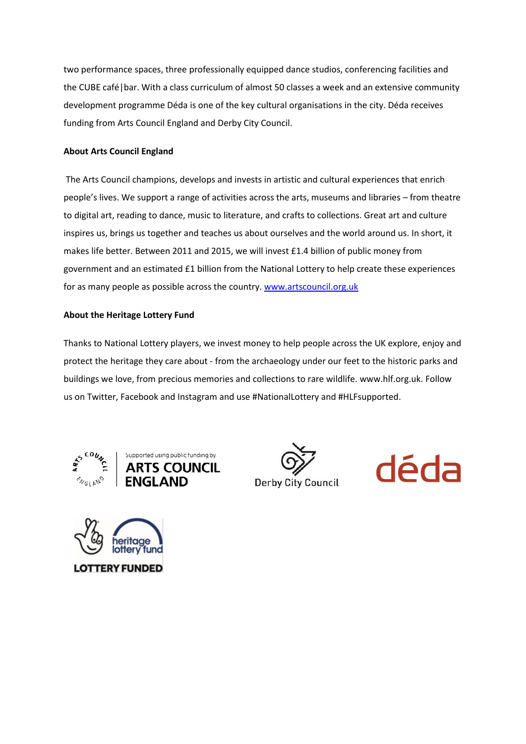two performance spaces, three professionally equipped dance studios, conferencing facilities and the CUBE café|bar. With a class curriculum of almost 50 classes a week and an extensive community development programme Déda is one of the key cultural organisations in the city. Déda receives funding from Arts Council England and Derby City Council.

**About Arts Council England**

The Arts Council champions, develops and invests in artistic and cultural experiences that enrich people's lives. We support a range of activities across the arts, museums and libraries – from theatre to digital art, reading to dance, music to literature, and crafts to collections. Great art and culture inspires us, brings us together and teaches us about ourselves and the world around us. In short, it makes life better. Between 2011 and 2015, we will invest £1.4 billion of public money from government and an estimated £1 billion from the National Lottery to help create these experiences for as many people as possible across the country. [www.artscouncil.org.uk](http://www.artscouncil.org.uk)

**About the Heritage Lottery Fund**

Thanks to National Lottery players, we invest money to help people across the UK explore, enjoy and protect the heritage they care about - from the archaeology under our feet to the historic parks and buildings we love, from precious memories and collections to rare wildlife. www.hlf.org.uk. Follow us on Twitter, Facebook and Instagram and use #NationalLottery and #HLFsupported.

Supported using public funding by ARTS COUNCIL ENGLAND

Derby City Council

déda

heritage lottery fund LOTTERY FUNDED